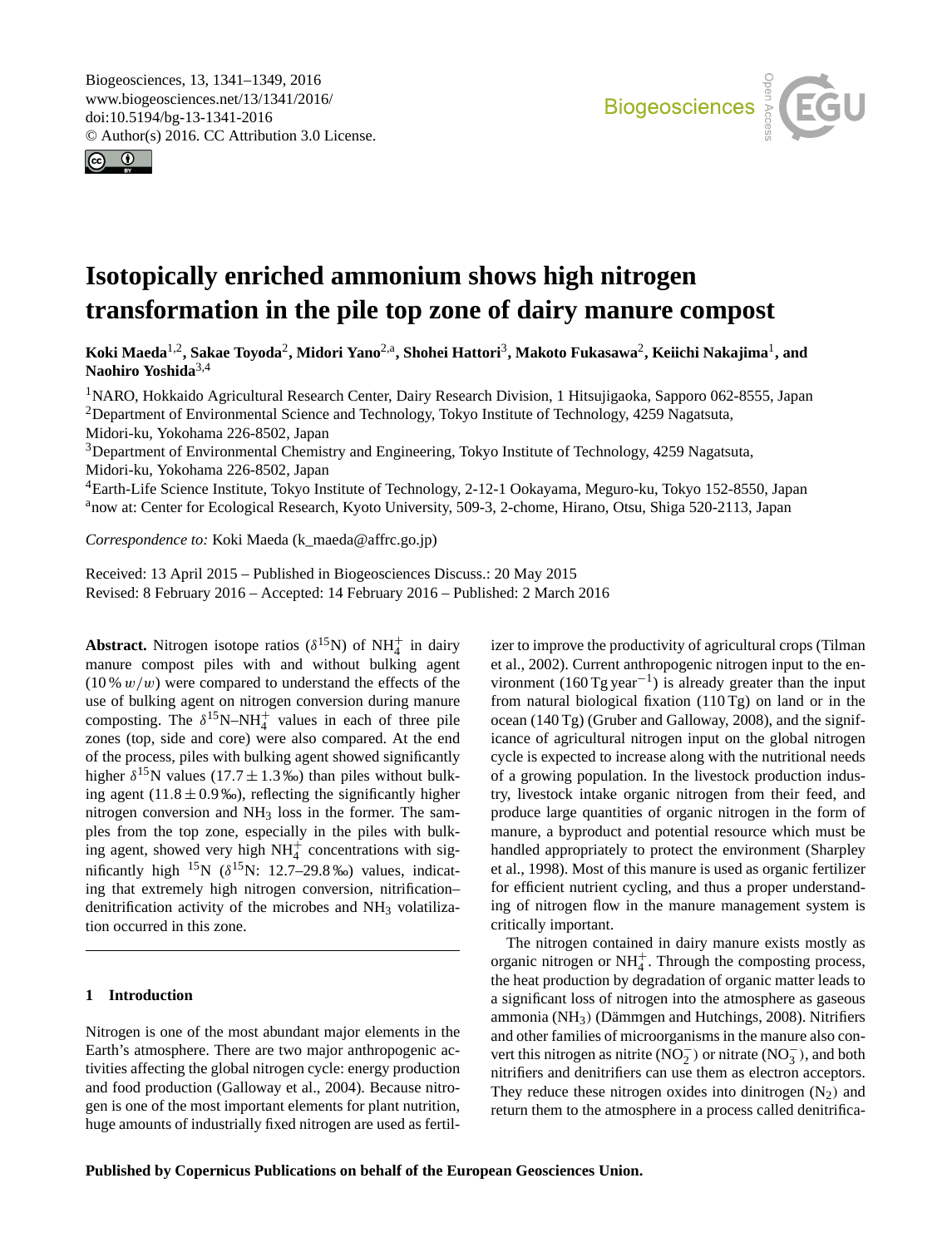# Isotopically enriched ammonium shows high nitrogen transformation in the pile top zone of dairy manure compost

**Koki Maeda**[1,2], **Sakae Toyoda**[2], **Midori Yano**[2,a], **Shohei Hattori**[3], **Makoto Fukasawa**[2], **Keiichi Nakajima**[1], **and Naohiro Yoshida**[3,4]

[1]NARO, Hokkaido Agricultural Research Center, Dairy Research Division, 1 Hitsujigaoka, Sapporo 062-8555, Japan
[2]Department of Environmental Science and Technology, Tokyo Institute of Technology, 4259 Nagatsuta, Midori-ku, Yokohama 226-8502, Japan
[3]Department of Environmental Chemistry and Engineering, Tokyo Institute of Technology, 4259 Nagatsuta, Midori-ku, Yokohama 226-8502, Japan
[4]Earth-Life Science Institute, Tokyo Institute of Technology, 2-12-1 Ookayama, Meguro-ku, Tokyo 152-8550, Japan
[a]now at: Center for Ecological Research, Kyoto University, 509-3, 2-chome, Hirano, Otsu, Shiga 520-2113, Japan

*Correspondence to:* Koki Maeda (k_maeda@affrc.go.jp)

Received: 13 April 2015 – Published in Biogeosciences Discuss.: 20 May 2015
Revised: 8 February 2016 – Accepted: 14 February 2016 – Published: 2 March 2016

**Abstract.** Nitrogen isotope ratios ($\delta^{15}$N) of $NH_4^+$ in dairy manure compost piles with and without bulking agent (10 % $w/w$) were compared to understand the effects of the use of bulking agent on nitrogen conversion during manure composting. The $\delta^{15}$N–$NH_4^+$ values in each of three pile zones (top, side and core) were also compared. At the end of the process, piles with bulking agent showed significantly higher $\delta^{15}$N values (17.7 ± 1.3 ‰) than piles without bulking agent (11.8 ± 0.9 ‰), reflecting the significantly higher nitrogen conversion and $NH_3$ loss in the former. The samples from the top zone, especially in the piles with bulking agent, showed very high $NH_4^+$ concentrations with significantly high $^{15}$N ($\delta^{15}$N: 12.7–29.8 ‰) values, indicating that extremely high nitrogen conversion, nitrification–denitrification activity of the microbes and $NH_3$ volatilization occurred in this zone.

## 1 Introduction

Nitrogen is one of the most abundant major elements in the Earth's atmosphere. There are two major anthropogenic activities affecting the global nitrogen cycle: energy production and food production (Galloway et al., 2004). Because nitrogen is one of the most important elements for plant nutrition, huge amounts of industrially fixed nitrogen are used as fertilizer to improve the productivity of agricultural crops (Tilman et al., 2002). Current anthropogenic nitrogen input to the environment (160 Tg year$^{-1}$) is already greater than the input from natural biological fixation (110 Tg) on land or in the ocean (140 Tg) (Gruber and Galloway, 2008), and the significance of agricultural nitrogen input on the global nitrogen cycle is expected to increase along with the nutritional needs of a growing population. In the livestock production industry, livestock intake organic nitrogen from their feed, and produce large quantities of organic nitrogen in the form of manure, a byproduct and potential resource which must be handled appropriately to protect the environment (Sharpley et al., 1998). Most of this manure is used as organic fertilizer for efficient nutrient cycling, and thus a proper understanding of nitrogen flow in the manure management system is critically important.

The nitrogen contained in dairy manure exists mostly as organic nitrogen or $NH_4^+$. Through the composting process, the heat production by degradation of organic matter leads to a significant loss of nitrogen into the atmosphere as gaseous ammonia ($NH_3$) (Dämmgen and Hutchings, 2008). Nitrifiers and other families of microorganisms in the manure also convert this nitrogen as nitrite ($NO_2^-$) or nitrate ($NO_3^-$), and both nitrifiers and denitrifiers can use them as electron acceptors. They reduce these nitrogen oxides into dinitrogen ($N_2$) and return them to the atmosphere in a process called denitrifica-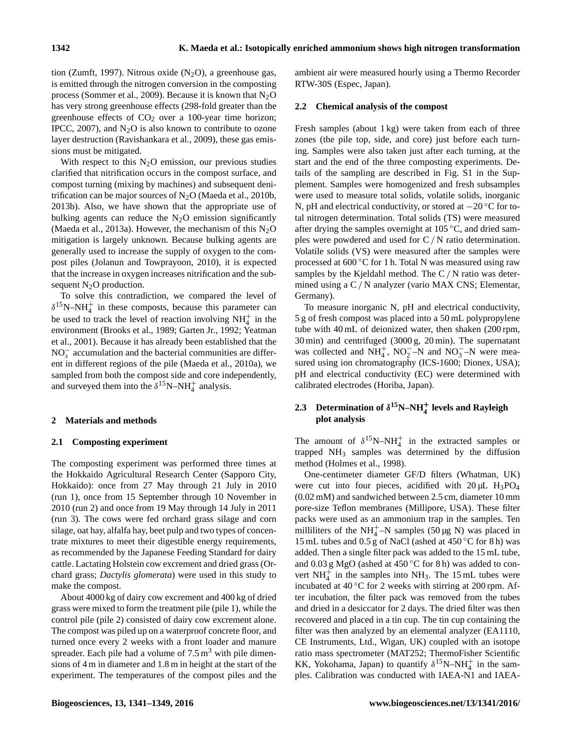tion (Zumft, 1997). Nitrous oxide ($N_2O$), a greenhouse gas, is emitted through the nitrogen conversion in the composting process (Sommer et al., 2009). Because it is known that $N_2O$ has very strong greenhouse effects (298-fold greater than the greenhouse effects of $CO_2$ over a 100-year time horizon; IPCC, 2007), and $N_2O$ is also known to contribute to ozone layer destruction (Ravishankara et al., 2009), these gas emissions must be mitigated.

With respect to this $N_2O$ emission, our previous studies clarified that nitrification occurs in the compost surface, and compost turning (mixing by machines) and subsequent denitrification can be major sources of $N_2O$ (Maeda et al., 2010b, 2013b). Also, we have shown that the appropriate use of bulking agents can reduce the $N_2O$ emission significantly (Maeda et al., 2013a). However, the mechanism of this $N_2O$ mitigation is largely unknown. Because bulking agents are generally used to increase the supply of oxygen to the compost piles (Jolanun and Towprayoon, 2010), it is expected that the increase in oxygen increases nitrification and the subsequent $N_2O$ production.

To solve this contradiction, we compared the level of $\delta^{15}N–NH_4^+$ in these composts, because this parameter can be used to track the level of reaction involving $NH_4^+$ in the environment (Brooks et al., 1989; Garten Jr., 1992; Yeatman et al., 2001). Because it has already been established that the $NO_x^-$ accumulation and the bacterial communities are different in different regions of the pile (Maeda et al., 2010a), we sampled from both the compost side and core independently, and surveyed them into the $\delta^{15}N–NH_4^+$ analysis.

## 2 Materials and methods

### 2.1 Composting experiment

The composting experiment was performed three times at the Hokkaido Agricultural Research Center (Sapporo City, Hokkaido): once from 27 May through 21 July in 2010 (run 1), once from 15 September through 10 November in 2010 (run 2) and once from 19 May through 14 July in 2011 (run 3). The cows were fed orchard grass silage and corn silage, oat hay, alfalfa hay, beet pulp and two types of concentrate mixtures to meet their digestible energy requirements, as recommended by the Japanese Feeding Standard for dairy cattle. Lactating Holstein cow excrement and dried grass (Orchard grass; *Dactylis glomerata*) were used in this study to make the compost.

About 4000 kg of dairy cow excrement and 400 kg of dried grass were mixed to form the treatment pile (pile 1), while the control pile (pile 2) consisted of dairy cow excrement alone. The compost was piled up on a waterproof concrete floor, and turned once every 2 weeks with a front loader and manure spreader. Each pile had a volume of 7.5 $m^3$ with pile dimensions of 4 m in diameter and 1.8 m in height at the start of the experiment. The temperatures of the compost piles and the ambient air were measured hourly using a Thermo Recorder RTW-30S (Espec, Japan).

### 2.2 Chemical analysis of the compost

Fresh samples (about 1 kg) were taken from each of three zones (the pile top, side, and core) just before each turning. Samples were also taken just after each turning, at the start and the end of the three composting experiments. Details of the sampling are described in Fig. S1 in the Supplement. Samples were homogenized and fresh subsamples were used to measure total solids, volatile solids, inorganic N, pH and electrical conductivity, or stored at −20 °C for total nitrogen determination. Total solids (TS) were measured after drying the samples overnight at 105 °C, and dried samples were powdered and used for C / N ratio determination. Volatile solids (VS) were measured after the samples were processed at 600 °C for 1 h. Total N was measured using raw samples by the Kjeldahl method. The C / N ratio was determined using a C / N analyzer (vario MAX CNS; Elementar, Germany).

To measure inorganic N, pH and electrical conductivity, 5 g of fresh compost was placed into a 50 mL polypropylene tube with 40 mL of deionized water, then shaken (200 rpm, 30 min) and centrifuged (3000 g, 20 min). The supernatant was collected and $NH_4^+$, $NO_2^-$–N and $NO_3^-$–N were measured using ion chromatography (ICS-1600; Dionex, USA); pH and electrical conductivity (EC) were determined with calibrated electrodes (Horiba, Japan).

### 2.3 Determination of $\delta^{15}N–NH_4^+$ levels and Rayleigh plot analysis

The amount of $\delta^{15}N–NH_4^+$ in the extracted samples or trapped $NH_3$ samples was determined by the diffusion method (Holmes et al., 1998).

One-centimeter diameter GF/D filters (Whatman, UK) were cut into four pieces, acidified with 20 µL $H_3PO_4$ (0.02 mM) and sandwiched between 2.5 cm, diameter 10 mm pore-size Teflon membranes (Millipore, USA). These filter packs were used as an ammonium trap in the samples. Ten milliliters of the $NH_4^+$–N samples (50 µg N) was placed in 15 mL tubes and 0.5 g of NaCl (ashed at 450 °C for 8 h) was added. Then a single filter pack was added to the 15 mL tube, and 0.03 g MgO (ashed at 450 °C for 8 h) was added to convert $NH_4^+$ in the samples into $NH_3$. The 15 mL tubes were incubated at 40 °C for 2 weeks with stirring at 200 rpm. After incubation, the filter pack was removed from the tubes and dried in a desiccator for 2 days. The dried filter was then recovered and placed in a tin cup. The tin cup containing the filter was then analyzed by an elemental analyzer (EA1110, CE Instruments, Ltd., Wigan, UK) coupled with an isotope ratio mass spectrometer (MAT252; ThermoFisher Scientific KK, Yokohama, Japan) to quantify $\delta^{15}N–NH_4^+$ in the samples. Calibration was conducted with IAEA-N1 and IAEA-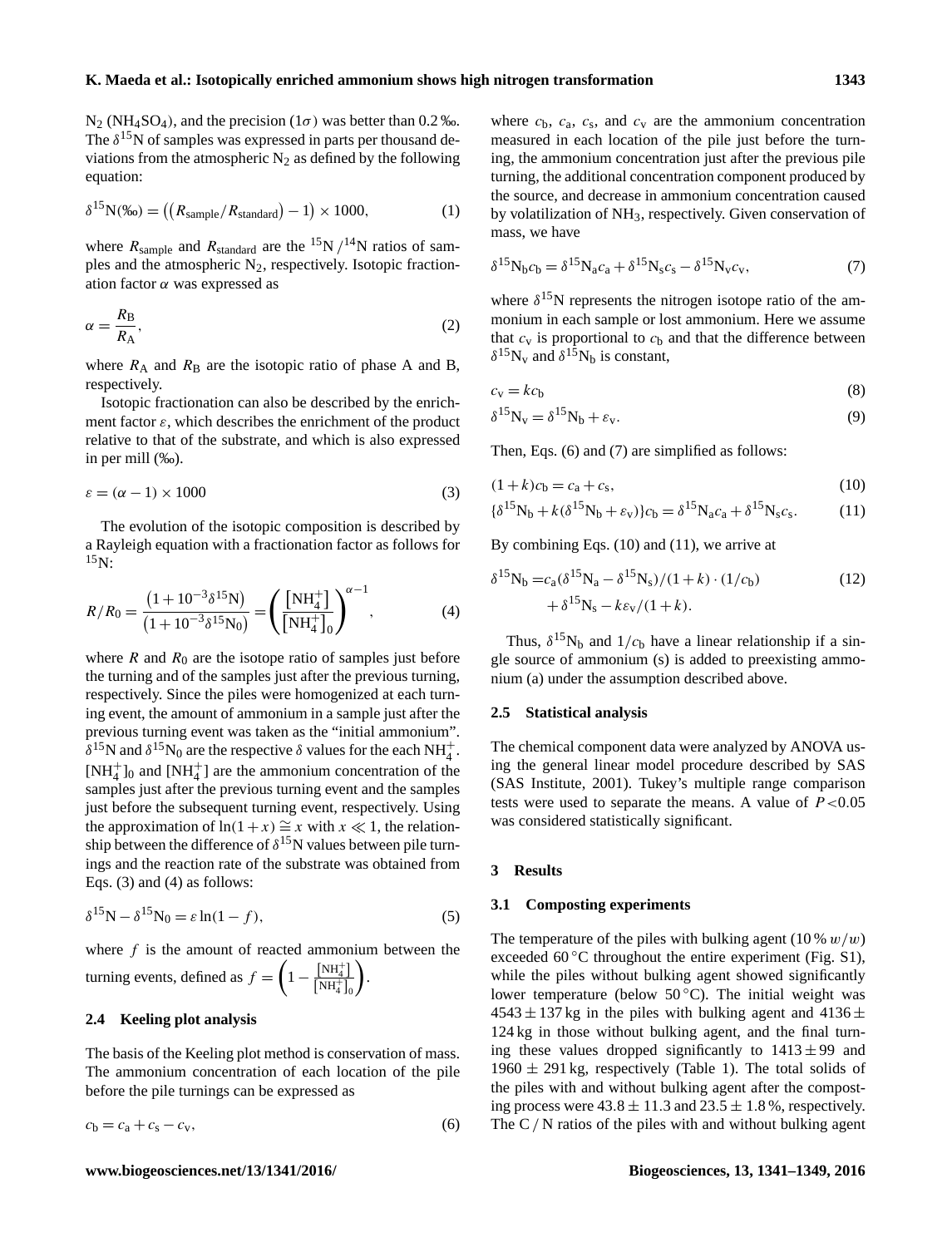$N_2$ ($NH_4SO_4$), and the precision ($1\sigma$) was better than 0.2 ‰. The $\delta^{15}N$ of samples was expressed in parts per thousand deviations from the atmospheric $N_2$ as defined by the following equation:

$$\delta^{15}\text{N}(‰) = \left(\left(R_{\text{sample}}/R_{\text{standard}}\right) - 1\right) \times 1000, \tag{1}$$

where $R_{\text{sample}}$ and $R_{\text{standard}}$ are the $^{15}N/^{14}N$ ratios of samples and the atmospheric $N_2$, respectively. Isotopic fractionation factor $\alpha$ was expressed as

$$\alpha = \frac{R_B}{R_A}, \tag{2}$$

where $R_A$ and $R_B$ are the isotopic ratio of phase A and B, respectively.

Isotopic fractionation can also be described by the enrichment factor $\varepsilon$, which describes the enrichment of the product relative to that of the substrate, and which is also expressed in per mill (‰).

$$\varepsilon = (\alpha - 1) \times 1000 \tag{3}$$

The evolution of the isotopic composition is described by a Rayleigh equation with a fractionation factor as follows for $^{15}N$:

$$R/R_0 = \frac{\left(1 + 10^{-3}\delta^{15}\text{N}\right)}{\left(1 + 10^{-3}\delta^{15}\text{N}_0\right)} = \left(\frac{\left[\text{NH}_4^+\right]}{\left[\text{NH}_4^+\right]_0}\right)^{\alpha - 1}, \tag{4}$$

where $R$ and $R_0$ are the isotope ratio of samples just before the turning and of the samples just after the previous turning, respectively. Since the piles were homogenized at each turning event, the amount of ammonium in a sample just after the previous turning event was taken as the "initial ammonium". $\delta^{15}N$ and $\delta^{15}N_0$ are the respective $\delta$ values for the each $NH_4^+$. $[NH_4^+]_0$ and $[NH_4^+]$ are the ammonium concentration of the samples just after the previous turning event and the samples just before the subsequent turning event, respectively. Using the approximation of $\ln(1+x) \cong x$ with $x \ll 1$, the relationship between the difference of $\delta^{15}N$ values between pile turnings and the reaction rate of the substrate was obtained from Eqs. (3) and (4) as follows:

$$\delta^{15}\text{N} - \delta^{15}\text{N}_0 = \varepsilon \ln(1 - f), \tag{5}$$

where $f$ is the amount of reacted ammonium between the turning events, defined as $f = \left(1 - \frac{[\text{NH}_4^+]}{[\text{NH}_4^+]_0}\right)$.

### 2.4 Keeling plot analysis

The basis of the Keeling plot method is conservation of mass. The ammonium concentration of each location of the pile before the pile turnings can be expressed as

$$c_b = c_a + c_s - c_v, \tag{6}$$

where $c_b$, $c_a$, $c_s$, and $c_v$ are the ammonium concentration measured in each location of the pile just before the turning, the ammonium concentration just after the previous pile turning, the additional concentration component produced by the source, and decrease in ammonium concentration caused by volatilization of $NH_3$, respectively. Given conservation of mass, we have

$$\delta^{15}\text{N}_b c_b = \delta^{15}\text{N}_a c_a + \delta^{15}\text{N}_s c_s - \delta^{15}\text{N}_v c_v, \tag{7}$$

where $\delta^{15}N$ represents the nitrogen isotope ratio of the ammonium in each sample or lost ammonium. Here we assume that $c_v$ is proportional to $c_b$ and that the difference between $\delta^{15}N_v$ and $\delta^{15}N_b$ is constant,

$$c_v = k c_b \tag{8}$$

$$\delta^{15}\text{N}_v = \delta^{15}\text{N}_b + \varepsilon_v. \tag{9}$$

Then, Eqs. (6) and (7) are simplified as follows:

$$(1 + k)c_b = c_a + c_s, \tag{10}$$

$$\{\delta^{15}\text{N}_b + k(\delta^{15}\text{N}_b + \varepsilon_v)\}c_b = \delta^{15}\text{N}_a c_a + \delta^{15}\text{N}_s c_s. \tag{11}$$

By combining Eqs. (10) and (11), we arrive at

$$\begin{aligned}\delta^{15}\text{N}_b = &c_a(\delta^{15}\text{N}_a - \delta^{15}\text{N}_s)/(1 + k) \cdot (1/c_b) \\ &+ \delta^{15}\text{N}_s - k\varepsilon_v/(1 + k).\end{aligned} \tag{12}$$

Thus, $\delta^{15}N_b$ and $1/c_b$ have a linear relationship if a single source of ammonium (s) is added to preexisting ammonium (a) under the assumption described above.

### 2.5 Statistical analysis

The chemical component data were analyzed by ANOVA using the general linear model procedure described by SAS (SAS Institute, 2001). Tukey's multiple range comparison tests were used to separate the means. A value of $P < 0.05$ was considered statistically significant.

## 3 Results

### 3.1 Composting experiments

The temperature of the piles with bulking agent (10 % $w/w$) exceeded 60 °C throughout the entire experiment (Fig. S1), while the piles without bulking agent showed significantly lower temperature (below 50 °C). The initial weight was $4543 \pm 137$ kg in the piles with bulking agent and $4136 \pm 124$ kg in those without bulking agent, and the final turning these values dropped significantly to $1413 \pm 99$ and $1960 \pm 291$ kg, respectively (Table 1). The total solids of the piles with and without bulking agent after the composting process were $43.8 \pm 11.3$ and $23.5 \pm 1.8$ %, respectively. The C / N ratios of the piles with and without bulking agent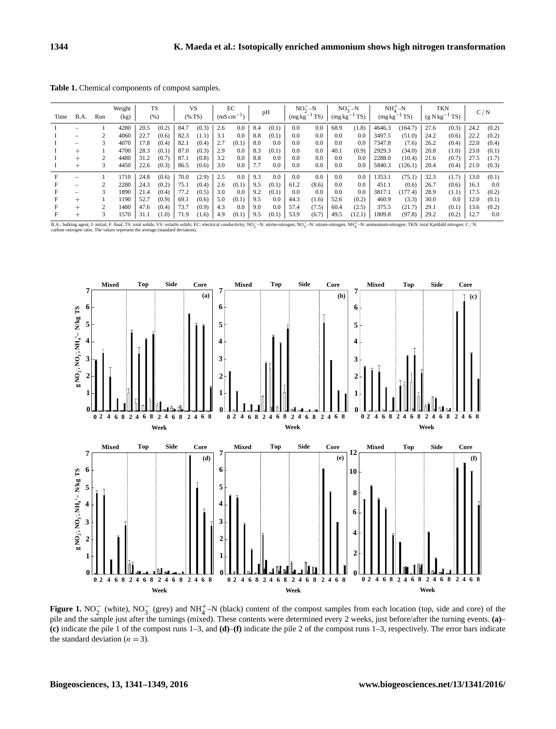**Table 1.** Chemical components of compost samples.

| Time | B.A. | Run | Weight (kg) | TS (%) | | VS (% TS) | | EC ($mS\,cm^{-1}$) | | pH | | $NO_2^-$–N ($mg\,kg^{-1}$ TS) | | $NO_3^-$–N ($mg\,kg^{-1}$ TS) | | $NH_4^+$–N ($mg\,kg^{-1}$ TS) | | TKN ($g\,N\,kg^{-1}$ TS) | | C / N | |
|---|---|---|---|---|---|---|---|---|---|---|---|---|---|---|---|---|---|---|---|---|---|
| I | − | 1 | 4280 | 20.5 | (0.2) | 84.7 | (0.3) | 2.6 | 0.0 | 8.4 | (0.1) | 0.0 | 0.0 | 68.9 | (1.8) | 4646.3 | (164.7) | 27.6 | (0.3) | 24.2 | (0.2) |
| I | − | 2 | 4060 | 22.7 | (0.6) | 82.3 | (1.1) | 3.1 | 0.0 | 8.8 | (0.1) | 0.0 | 0.0 | 0.0 | 0.0 | 3497.5 | (51.0) | 24.2 | (0.6) | 22.2 | (0.2) |
| I | − | 3 | 4070 | 17.8 | (0.4) | 82.1 | (0.4) | 2.7 | (0.1) | 8.0 | 0.0 | 0.0 | 0.0 | 0.0 | 0.0 | 7347.8 | (7.6) | 26.2 | (0.4) | 22.0 | (0.4) |
| I | + | 1 | 4700 | 28.3 | (0.1) | 87.0 | (0.3) | 2.9 | 0.0 | 8.3 | (0.1) | 0.0 | 0.0 | 40.1 | (0.9) | 2929.3 | (34.0) | 20.8 | (1.0) | 23.0 | (0.1) |
| I | + | 2 | 4480 | 31.2 | (0.7) | 87.1 | (0.8) | 3.2 | 0.0 | 8.8 | 0.0 | 0.0 | 0.0 | 0.0 | 0.0 | 2288.0 | (10.4) | 21.6 | (0.7) | 27.5 | (1.7) |
| I | + | 3 | 4450 | 22.6 | (0.3) | 86.5 | (0.6) | 3.0 | 0.0 | 7.7 | 0.0 | 0.0 | 0.0 | 0.0 | 0.0 | 5840.3 | (126.1) | 20.4 | (0.4) | 21.0 | (0.3) |
| F | − | 1 | 1710 | 24.8 | (0.6) | 70.0 | (2.9) | 2.5 | 0.0 | 9.3 | 0.0 | 0.0 | 0.0 | 0.0 | 0.0 | 1353.1 | (75.1) | 32.3 | (1.7) | 13.0 | (0.1) |
| F | − | 2 | 2280 | 24.3 | (0.2) | 75.1 | (0.4) | 2.6 | (0.1) | 9.5 | (0.1) | 61.2 | (8.6) | 0.0 | 0.0 | 451.1 | (0.6) | 26.7 | (0.6) | 16.3 | 0.0 |
| F | − | 3 | 1890 | 21.4 | (0.4) | 77.2 | (0.5) | 3.0 | 0.0 | 9.2 | (0.1) | 0.0 | 0.0 | 0.0 | 0.0 | 3817.1 | (177.4) | 28.9 | (1.1) | 17.5 | (0.2) |
| F | + | 1 | 1190 | 52.7 | (0.9) | 69.1 | (0.6) | 5.0 | (0.1) | 9.5 | 0.0 | 44.3 | (1.6) | 52.6 | (0.2) | 460.9 | (3.3) | 30.0 | 0.0 | 12.0 | (0.1) |
| F | + | 2 | 1480 | 47.6 | (0.4) | 73.7 | (0.9) | 4.3 | 0.0 | 9.0 | 0.0 | 57.4 | (7.5) | 60.4 | (2.5) | 375.5 | (21.7) | 29.1 | (0.1) | 13.6 | (0.2) |
| F | + | 3 | 1570 | 31.1 | (1.0) | 71.9 | (1.6) | 4.9 | (0.1) | 9.5 | (0.1) | 53.9 | (6.7) | 49.5 | (12.1) | 1809.8 | (97.8) | 29.2 | (0.2) | 12.7 | 0.0 |

B.A.: bulking agent; I: initial; F: final; TS: total solids; VS: volatile solids; EC: electrical conductivity; $NO_2^-$–N: nitrite-nitrogen; $NO_3^-$–N: nitrate-nitrogen; $NH_4^+$–N: ammonium-nitrogen; TKN: total Kjeldahl nitrogen; C / N: carbon–nitrogen ratio. The values represent the average (standard deviation).

**Figure 1.** $NO_2^-$ (white), $NO_3^-$ (grey) and $NH_4^+$–N (black) content of the compost samples from each location (top, side and core) of the pile and the sample just after the turnings (mixed). These contents were determined every 2 weeks, just before/after the turning events. **(a)–(c)** indicate the pile 1 of the compost runs 1–3, and **(d)–(f)** indicate the pile 2 of the compost runs 1–3, respectively. The error bars indicate the standard deviation ($n = 3$).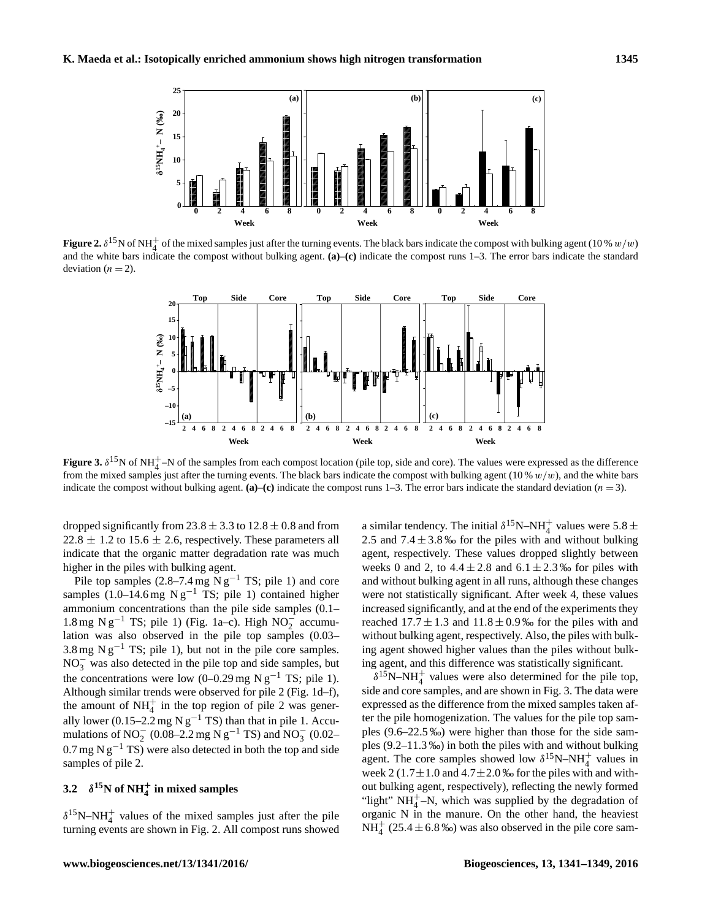**Figure 2.** $\delta^{15}N$ of $NH_4^+$ of the mixed samples just after the turning events. The black bars indicate the compost with bulking agent (10 % $w/w$) and the white bars indicate the compost without bulking agent. **(a)–(c)** indicate the compost runs 1–3. The error bars indicate the standard deviation ($n = 2$).

**Figure 3.** $\delta^{15}N$ of $NH_4^+$–N of the samples from each compost location (pile top, side and core). The values were expressed as the difference from the mixed samples just after the turning events. The black bars indicate the compost with bulking agent (10 % $w/w$), and the white bars indicate the compost without bulking agent. **(a)–(c)** indicate the compost runs 1–3. The error bars indicate the standard deviation ($n = 3$).

dropped significantly from $23.8 \pm 3.3$ to $12.8 \pm 0.8$ and from $22.8 \pm 1.2$ to $15.6 \pm 2.6$, respectively. These parameters all indicate that the organic matter degradation rate was much higher in the piles with bulking agent.

Pile top samples (2.8–7.4 mg N g$^{-1}$ TS; pile 1) and core samples (1.0–14.6 mg N g$^{-1}$ TS; pile 1) contained higher ammonium concentrations than the pile side samples (0.1–1.8 mg N g$^{-1}$ TS; pile 1) (Fig. 1a–c). High $NO_2^-$ accumulation was also observed in the pile top samples (0.03–3.8 mg N g$^{-1}$ TS; pile 1), but not in the pile core samples. $NO_3^-$ was also detected in the pile top and side samples, but the concentrations were low (0–0.29 mg N g$^{-1}$ TS; pile 1). Although similar trends were observed for pile 2 (Fig. 1d–f), the amount of $NH_4^+$ in the top region of pile 2 was generally lower (0.15–2.2 mg N g$^{-1}$ TS) than that in pile 1. Accumulations of $NO_2^-$ (0.08–2.2 mg N g$^{-1}$ TS) and $NO_3^-$ (0.02–0.7 mg N g$^{-1}$ TS) were also detected in both the top and side samples of pile 2.

### 3.2 $\delta^{15}N$ of $NH_4^+$ in mixed samples

$\delta^{15}N$–$NH_4^+$ values of the mixed samples just after the pile turning events are shown in Fig. 2. All compost runs showed a similar tendency. The initial $\delta^{15}N$–$NH_4^+$ values were $5.8 \pm 2.5$ and $7.4 \pm 3.8$ ‰ for the piles with and without bulking agent, respectively. These values dropped slightly between weeks 0 and 2, to $4.4 \pm 2.8$ and $6.1 \pm 2.3$ ‰ for piles with and without bulking agent in all runs, although these changes were not statistically significant. After week 4, these values increased significantly, and at the end of the experiments they reached $17.7 \pm 1.3$ and $11.8 \pm 0.9$ ‰ for the piles with and without bulking agent, respectively. Also, the piles with bulking agent showed higher values than the piles without bulking agent, and this difference was statistically significant.

$\delta^{15}N$–$NH_4^+$ values were also determined for the pile top, side and core samples, and are shown in Fig. 3. The data were expressed as the difference from the mixed samples taken after the pile homogenization. The values for the pile top samples (9.6–22.5 ‰) were higher than those for the side samples (9.2–11.3 ‰) in both the piles with and without bulking agent. The core samples showed low $\delta^{15}N$–$NH_4^+$ values in week 2 ($1.7 \pm 1.0$ and $4.7 \pm 2.0$ ‰ for the piles with and without bulking agent, respectively), reflecting the newly formed "light" $NH_4^+$–N, which was supplied by the degradation of organic N in the manure. On the other hand, the heaviest $NH_4^+$ ($25.4 \pm 6.8$ ‰) was also observed in the pile core sam-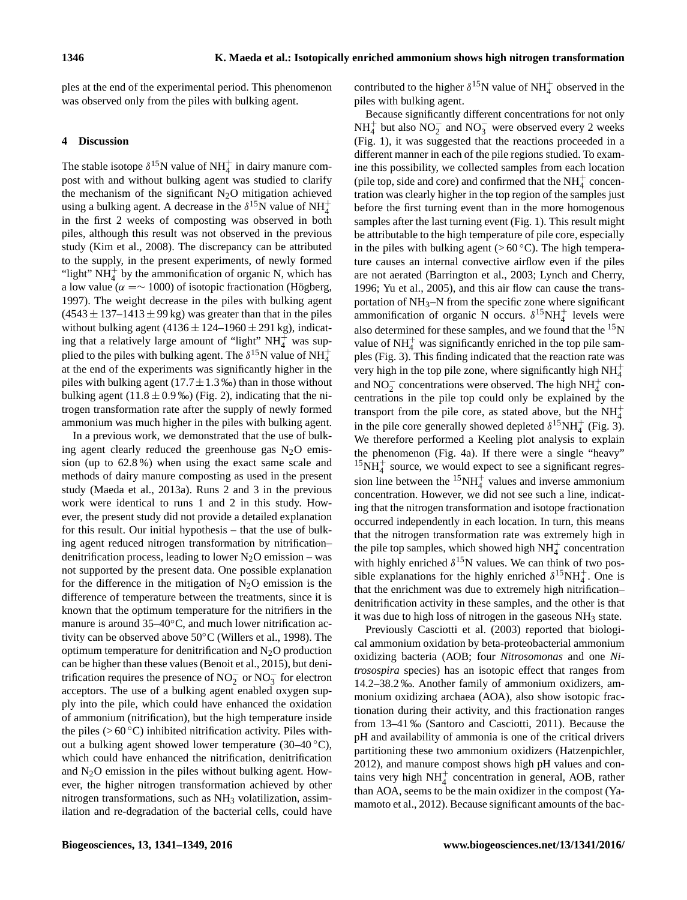ples at the end of the experimental period. This phenomenon was observed only from the piles with bulking agent.

## 4 Discussion

The stable isotope $\delta^{15}$N value of $NH_4^+$ in dairy manure compost with and without bulking agent was studied to clarify the mechanism of the significant $N_2O$ mitigation achieved using a bulking agent. A decrease in the $\delta^{15}$N value of $NH_4^+$ in the first 2 weeks of composting was observed in both piles, although this result was not observed in the previous study (Kim et al., 2008). The discrepancy can be attributed to the supply, in the present experiments, of newly formed "light" $NH_4^+$ by the ammonification of organic N, which has a low value ($\alpha = \sim 1000$) of isotopic fractionation (Högberg, 1997). The weight decrease in the piles with bulking agent ($4543 \pm 137$–$1413 \pm 99$ kg) was greater than that in the piles without bulking agent ($4136 \pm 124$–$1960 \pm 291$ kg), indicating that a relatively large amount of "light" $NH_4^+$ was supplied to the piles with bulking agent. The $\delta^{15}$N value of $NH_4^+$ at the end of the experiments was significantly higher in the piles with bulking agent ($17.7 \pm 1.3$ ‰) than in those without bulking agent ($11.8 \pm 0.9$ ‰) (Fig. 2), indicating that the nitrogen transformation rate after the supply of newly formed ammonium was much higher in the piles with bulking agent.

In a previous work, we demonstrated that the use of bulking agent clearly reduced the greenhouse gas $N_2O$ emission (up to 62.8 %) when using the exact same scale and methods of dairy manure composting as used in the present study (Maeda et al., 2013a). Runs 2 and 3 in the previous work were identical to runs 1 and 2 in this study. However, the present study did not provide a detailed explanation for this result. Our initial hypothesis – that the use of bulking agent reduced nitrogen transformation by nitrification–denitrification process, leading to lower $N_2O$ emission – was not supported by the present data. One possible explanation for the difference in the mitigation of $N_2O$ emission is the difference of temperature between the treatments, since it is known that the optimum temperature for the nitrifiers in the manure is around 35–40°C, and much lower nitrification activity can be observed above 50°C (Willers et al., 1998). The optimum temperature for denitrification and $N_2O$ production can be higher than these values (Benoit et al., 2015), but denitrification requires the presence of $NO_2^-$ or $NO_3^-$ for electron acceptors. The use of a bulking agent enabled oxygen supply into the pile, which could have enhanced the oxidation of ammonium (nitrification), but the high temperature inside the piles (> 60 °C) inhibited nitrification activity. Piles without a bulking agent showed lower temperature (30–40 °C), which could have enhanced the nitrification, denitrification and $N_2O$ emission in the piles without bulking agent. However, the higher nitrogen transformation achieved by other nitrogen transformations, such as $NH_3$ volatilization, assimilation and re-degradation of the bacterial cells, could have contributed to the higher $\delta^{15}$N value of $NH_4^+$ observed in the piles with bulking agent.

Because significantly different concentrations for not only $NH_4^+$ but also $NO_2^-$ and $NO_3^-$ were observed every 2 weeks (Fig. 1), it was suggested that the reactions proceeded in a different manner in each of the pile regions studied. To examine this possibility, we collected samples from each location (pile top, side and core) and confirmed that the $NH_4^+$ concentration was clearly higher in the top region of the samples just before the first turning event than in the more homogenous samples after the last turning event (Fig. 1). This result might be attributable to the high temperature of pile core, especially in the piles with bulking agent (> 60 °C). The high temperature causes an internal convective airflow even if the piles are not aerated (Barrington et al., 2003; Lynch and Cherry, 1996; Yu et al., 2005), and this air flow can cause the transportation of $NH_3$–N from the specific zone where significant ammonification of organic N occurs. $\delta^{15}NH_4^+$ levels were also determined for these samples, and we found that the $^{15}$N value of $NH_4^+$ was significantly enriched in the top pile samples (Fig. 3). This finding indicated that the reaction rate was very high in the top pile zone, where significantly high $NH_4^+$ and $NO_2^-$ concentrations were observed. The high $NH_4^+$ concentrations in the pile top could only be explained by the transport from the pile core, as stated above, but the $NH_4^+$ in the pile core generally showed depleted $\delta^{15}NH_4^+$ (Fig. 3). We therefore performed a Keeling plot analysis to explain the phenomenon (Fig. 4a). If there were a single "heavy" $^{15}NH_4^+$ source, we would expect to see a significant regression line between the $^{15}NH_4^+$ values and inverse ammonium concentration. However, we did not see such a line, indicating that the nitrogen transformation and isotope fractionation occurred independently in each location. In turn, this means that the nitrogen transformation rate was extremely high in the pile top samples, which showed high $NH_4^+$ concentration with highly enriched $\delta^{15}$N values. We can think of two possible explanations for the highly enriched $\delta^{15}NH_4^+$. One is that the enrichment was due to extremely high nitrification–denitrification activity in these samples, and the other is that it was due to high loss of nitrogen in the gaseous $NH_3$ state.

Previously Casciotti et al. (2003) reported that biological ammonium oxidation by beta-proteobacterial ammonium oxidizing bacteria (AOB; four *Nitrosomonas* and one *Nitrosospira* species) has an isotopic effect that ranges from 14.2–38.2 ‰. Another family of ammonium oxidizers, ammonium oxidizing archaea (AOA), also show isotopic fractionation during their activity, and this fractionation ranges from 13–41 ‰ (Santoro and Casciotti, 2011). Because the pH and availability of ammonia is one of the critical drivers partitioning these two ammonium oxidizers (Hatzenpichler, 2012), and manure compost shows high pH values and contains very high $NH_4^+$ concentration in general, AOB, rather than AOA, seems to be the main oxidizer in the compost (Yamamoto et al., 2012). Because significant amounts of the bac-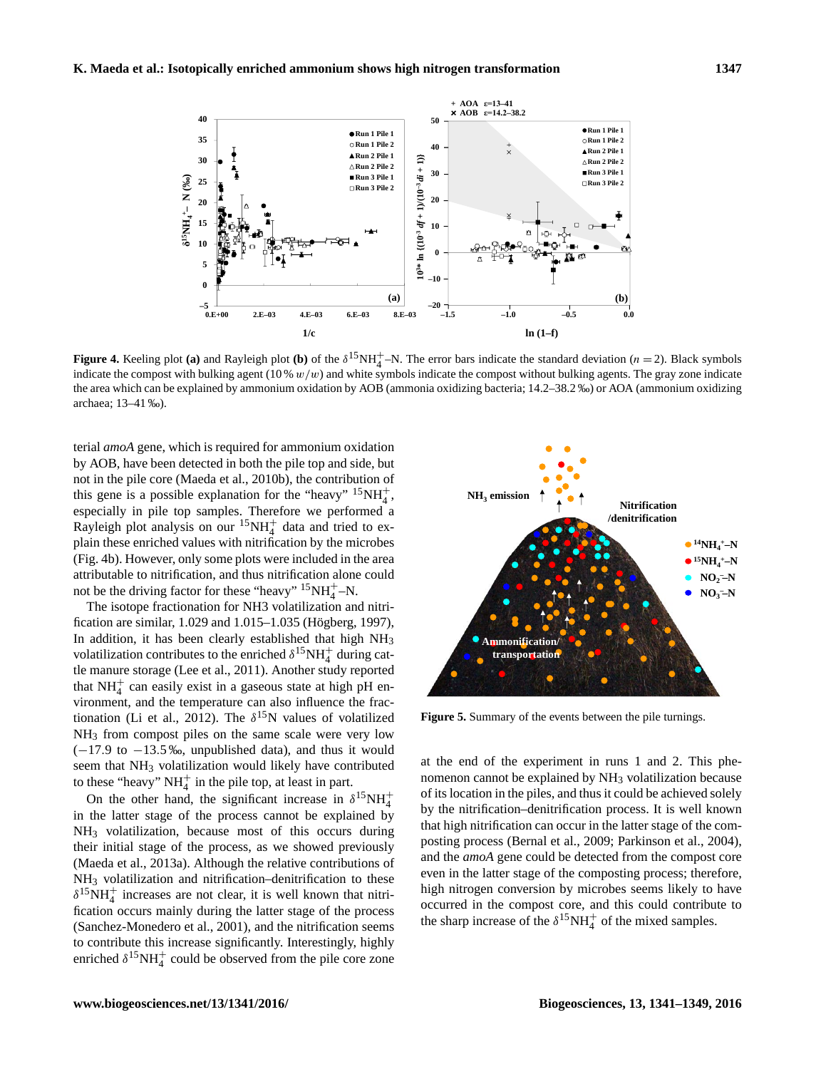**Figure 4.** Keeling plot **(a)** and Rayleigh plot **(b)** of the $\delta^{15}NH_4^+$–N. The error bars indicate the standard deviation ($n = 2$). Black symbols indicate the compost with bulking agent (10 % $w/w$) and white symbols indicate the compost without bulking agents. The gray zone indicate the area which can be explained by ammonium oxidation by AOB (ammonia oxidizing bacteria; 14.2–38.2 ‰) or AOA (ammonium oxidizing archaea; 13–41 ‰).

terial *amoA* gene, which is required for ammonium oxidation by AOB, have been detected in both the pile top and side, but not in the pile core (Maeda et al., 2010b), the contribution of this gene is a possible explanation for the "heavy" $^{15}NH_4^+$, especially in pile top samples. Therefore we performed a Rayleigh plot analysis on our $^{15}NH_4^+$ data and tried to explain these enriched values with nitrification by the microbes (Fig. 4b). However, only some plots were included in the area attributable to nitrification, and thus nitrification alone could not be the driving factor for these "heavy" $^{15}NH_4^+$–N.

The isotope fractionation for NH3 volatilization and nitrification are similar, 1.029 and 1.015–1.035 (Högberg, 1997), In addition, it has been clearly established that high $NH_3$ volatilization contributes to the enriched $\delta^{15}NH_4^+$ during cattle manure storage (Lee et al., 2011). Another study reported that $NH_4^+$ can easily exist in a gaseous state at high pH environment, and the temperature can also influence the fractionation (Li et al., 2012). The $\delta^{15}N$ values of volatilized $NH_3$ from compost piles on the same scale were very low (−17.9 to −13.5 ‰, unpublished data), and thus it would seem that $NH_3$ volatilization would likely have contributed to these "heavy" $NH_4^+$ in the pile top, at least in part.

On the other hand, the significant increase in $\delta^{15}NH_4^+$ in the latter stage of the process cannot be explained by $NH_3$ volatilization, because most of this occurs during their initial stage of the process, as we showed previously (Maeda et al., 2013a). Although the relative contributions of $NH_3$ volatilization and nitrification–denitrification to these $\delta^{15}NH_4^+$ increases are not clear, it is well known that nitrification occurs mainly during the latter stage of the process (Sanchez-Monedero et al., 2001), and the nitrification seems to contribute this increase significantly. Interestingly, highly enriched $\delta^{15}NH_4^+$ could be observed from the pile core zone

**Figure 5.** Summary of the events between the pile turnings.

at the end of the experiment in runs 1 and 2. This phenomenon cannot be explained by $NH_3$ volatilization because of its location in the piles, and thus it could be achieved solely by the nitrification–denitrification process. It is well known that high nitrification can occur in the latter stage of the composting process (Bernal et al., 2009; Parkinson et al., 2004), and the *amoA* gene could be detected from the compost core even in the latter stage of the composting process; therefore, high nitrogen conversion by microbes seems likely to have occurred in the compost core, and this could contribute to the sharp increase of the $\delta^{15}NH_4^+$ of the mixed samples.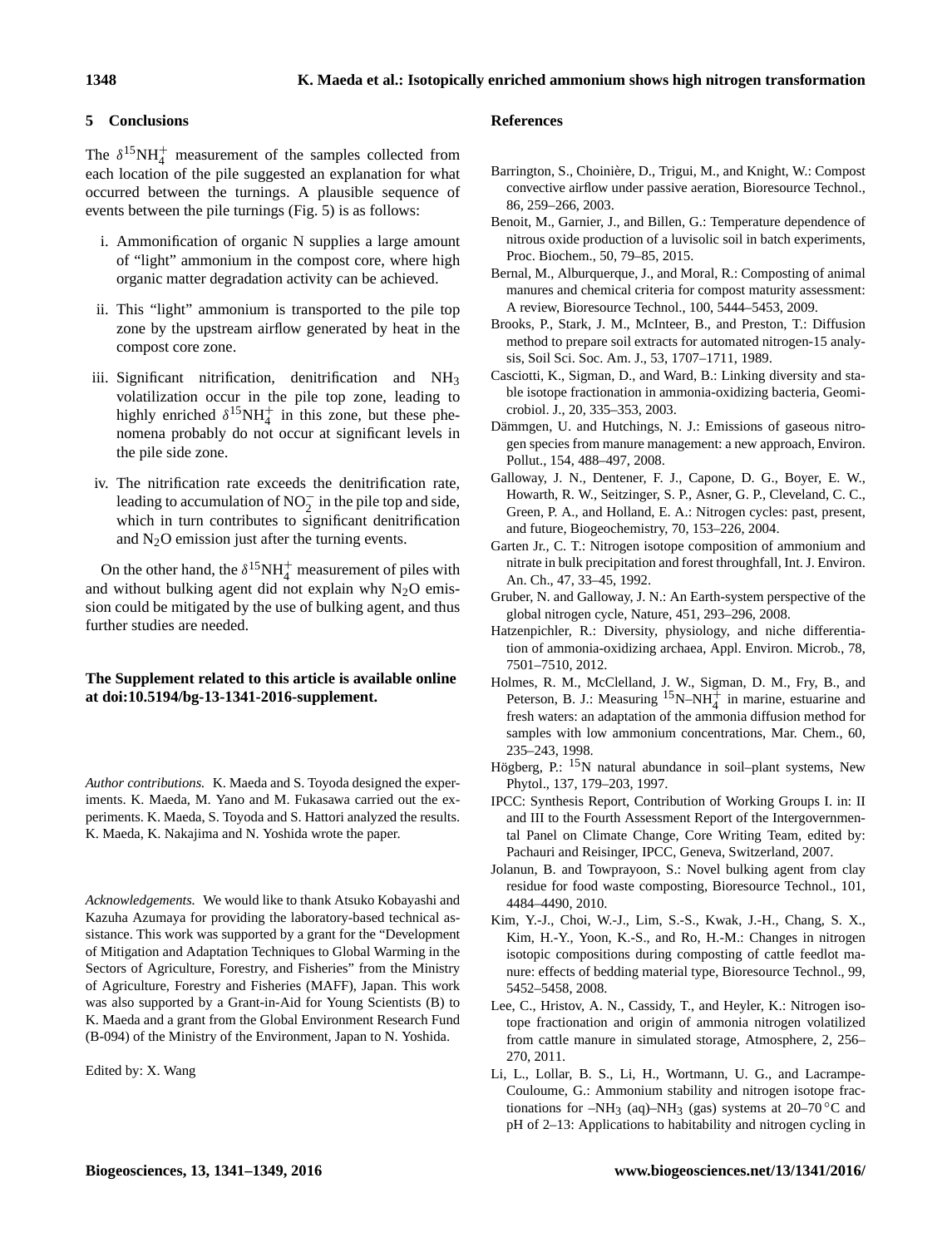## 5 Conclusions

The $\delta^{15}NH_4^+$ measurement of the samples collected from each location of the pile suggested an explanation for what occurred between the turnings. A plausible sequence of events between the pile turnings (Fig. 5) is as follows:

i. Ammonification of organic N supplies a large amount of "light" ammonium in the compost core, where high organic matter degradation activity can be achieved.

ii. This "light" ammonium is transported to the pile top zone by the upstream airflow generated by heat in the compost core zone.

iii. Significant nitrification, denitrification and $NH_3$ volatilization occur in the pile top zone, leading to highly enriched $\delta^{15}NH_4^+$ in this zone, but these phenomena probably do not occur at significant levels in the pile side zone.

iv. The nitrification rate exceeds the denitrification rate, leading to accumulation of $NO_2^-$ in the pile top and side, which in turn contributes to significant denitrification and $N_2O$ emission just after the turning events.

On the other hand, the $\delta^{15}NH_4^+$ measurement of piles with and without bulking agent did not explain why $N_2O$ emission could be mitigated by the use of bulking agent, and thus further studies are needed.

**The Supplement related to this article is available online at doi:10.5194/bg-13-1341-2016-supplement.**

*Author contributions.* K. Maeda and S. Toyoda designed the experiments. K. Maeda, M. Yano and M. Fukasawa carried out the experiments. K. Maeda, S. Toyoda and S. Hattori analyzed the results. K. Maeda, K. Nakajima and N. Yoshida wrote the paper.

*Acknowledgements.* We would like to thank Atsuko Kobayashi and Kazuha Azumaya for providing the laboratory-based technical assistance. This work was supported by a grant for the "Development of Mitigation and Adaptation Techniques to Global Warming in the Sectors of Agriculture, Forestry, and Fisheries" from the Ministry of Agriculture, Forestry and Fisheries (MAFF), Japan. This work was also supported by a Grant-in-Aid for Young Scientists (B) to K. Maeda and a grant from the Global Environment Research Fund (B-094) of the Ministry of the Environment, Japan to N. Yoshida.

Edited by: X. Wang

## References

Barrington, S., Choinière, D., Trigui, M., and Knight, W.: Compost convective airflow under passive aeration, Bioresource Technol., 86, 259–266, 2003.

Benoit, M., Garnier, J., and Billen, G.: Temperature dependence of nitrous oxide production of a luvisolic soil in batch experiments, Proc. Biochem., 50, 79–85, 2015.

Bernal, M., Alburquerque, J., and Moral, R.: Composting of animal manures and chemical criteria for compost maturity assessment: A review, Bioresource Technol., 100, 5444–5453, 2009.

Brooks, P., Stark, J. M., McInteer, B., and Preston, T.: Diffusion method to prepare soil extracts for automated nitrogen-15 analysis, Soil Sci. Soc. Am. J., 53, 1707–1711, 1989.

Casciotti, K., Sigman, D., and Ward, B.: Linking diversity and stable isotope fractionation in ammonia-oxidizing bacteria, Geomicrobiol. J., 20, 335–353, 2003.

Dämmgen, U. and Hutchings, N. J.: Emissions of gaseous nitrogen species from manure management: a new approach, Environ. Pollut., 154, 488–497, 2008.

Galloway, J. N., Dentener, F. J., Capone, D. G., Boyer, E. W., Howarth, R. W., Seitzinger, S. P., Asner, G. P., Cleveland, C. C., Green, P. A., and Holland, E. A.: Nitrogen cycles: past, present, and future, Biogeochemistry, 70, 153–226, 2004.

Garten Jr., C. T.: Nitrogen isotope composition of ammonium and nitrate in bulk precipitation and forest throughfall, Int. J. Environ. An. Ch., 47, 33–45, 1992.

Gruber, N. and Galloway, J. N.: An Earth-system perspective of the global nitrogen cycle, Nature, 451, 293–296, 2008.

Hatzenpichler, R.: Diversity, physiology, and niche differentiation of ammonia-oxidizing archaea, Appl. Environ. Microb., 78, 7501–7510, 2012.

Holmes, R. M., McClelland, J. W., Sigman, D. M., Fry, B., and Peterson, B. J.: Measuring $^{15}N$–$NH_4^+$ in marine, estuarine and fresh waters: an adaptation of the ammonia diffusion method for samples with low ammonium concentrations, Mar. Chem., 60, 235–243, 1998.

Högberg, P.: $^{15}N$ natural abundance in soil–plant systems, New Phytol., 137, 179–203, 1997.

IPCC: Synthesis Report, Contribution of Working Groups I. in: II and III to the Fourth Assessment Report of the Intergovernmental Panel on Climate Change, Core Writing Team, edited by: Pachauri and Reisinger, IPCC, Geneva, Switzerland, 2007.

Jolanun, B. and Towprayoon, S.: Novel bulking agent from clay residue for food waste composting, Bioresource Technol., 101, 4484–4490, 2010.

Kim, Y.-J., Choi, W.-J., Lim, S.-S., Kwak, J.-H., Chang, S. X., Kim, H.-Y., Yoon, K.-S., and Ro, H.-M.: Changes in nitrogen isotopic compositions during composting of cattle feedlot manure: effects of bedding material type, Bioresource Technol., 99, 5452–5458, 2008.

Lee, C., Hristov, A. N., Cassidy, T., and Heyler, K.: Nitrogen isotope fractionation and origin of ammonia nitrogen volatilized from cattle manure in simulated storage, Atmosphere, 2, 256–270, 2011.

Li, L., Lollar, B. S., Li, H., Wortmann, U. G., and Lacrampe-Couloume, G.: Ammonium stability and nitrogen isotope fractionations for $-NH_3$ (aq)–$NH_3$ (gas) systems at 20–70 °C and pH of 2–13: Applications to habitability and nitrogen cycling in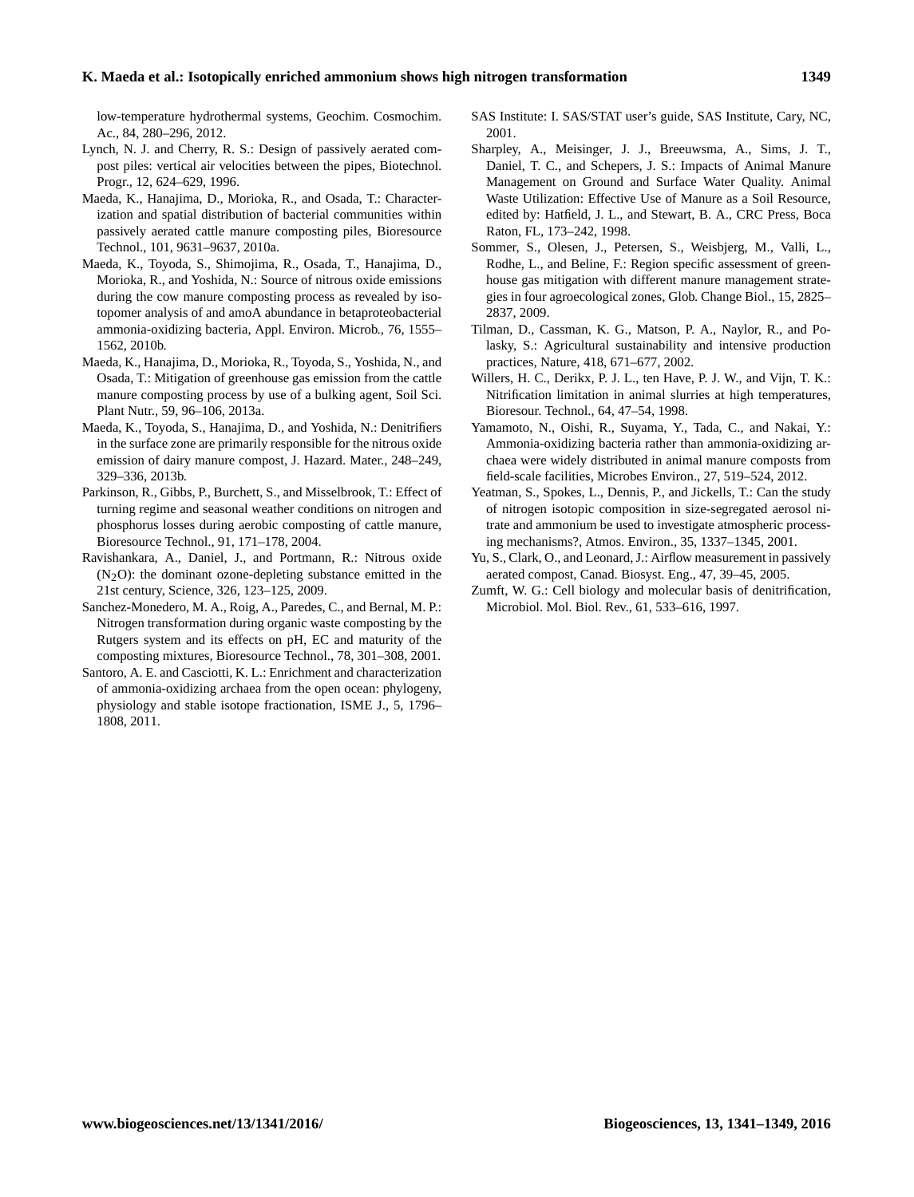low-temperature hydrothermal systems, Geochim. Cosmochim. Ac., 84, 280–296, 2012.

Lynch, N. J. and Cherry, R. S.: Design of passively aerated compost piles: vertical air velocities between the pipes, Biotechnol. Progr., 12, 624–629, 1996.

Maeda, K., Hanajima, D., Morioka, R., and Osada, T.: Characterization and spatial distribution of bacterial communities within passively aerated cattle manure composting piles, Bioresource Technol., 101, 9631–9637, 2010a.

Maeda, K., Toyoda, S., Shimojima, R., Osada, T., Hanajima, D., Morioka, R., and Yoshida, N.: Source of nitrous oxide emissions during the cow manure composting process as revealed by isotopomer analysis of and amoA abundance in betaproteobacterial ammonia-oxidizing bacteria, Appl. Environ. Microb., 76, 1555–1562, 2010b.

Maeda, K., Hanajima, D., Morioka, R., Toyoda, S., Yoshida, N., and Osada, T.: Mitigation of greenhouse gas emission from the cattle manure composting process by use of a bulking agent, Soil Sci. Plant Nutr., 59, 96–106, 2013a.

Maeda, K., Toyoda, S., Hanajima, D., and Yoshida, N.: Denitrifiers in the surface zone are primarily responsible for the nitrous oxide emission of dairy manure compost, J. Hazard. Mater., 248–249, 329–336, 2013b.

Parkinson, R., Gibbs, P., Burchett, S., and Misselbrook, T.: Effect of turning regime and seasonal weather conditions on nitrogen and phosphorus losses during aerobic composting of cattle manure, Bioresource Technol., 91, 171–178, 2004.

Ravishankara, A., Daniel, J., and Portmann, R.: Nitrous oxide ($N_2O$): the dominant ozone-depleting substance emitted in the 21st century, Science, 326, 123–125, 2009.

Sanchez-Monedero, M. A., Roig, A., Paredes, C., and Bernal, M. P.: Nitrogen transformation during organic waste composting by the Rutgers system and its effects on pH, EC and maturity of the composting mixtures, Bioresource Technol., 78, 301–308, 2001.

Santoro, A. E. and Casciotti, K. L.: Enrichment and characterization of ammonia-oxidizing archaea from the open ocean: phylogeny, physiology and stable isotope fractionation, ISME J., 5, 1796–1808, 2011.

SAS Institute: I. SAS/STAT user's guide, SAS Institute, Cary, NC, 2001.

Sharpley, A., Meisinger, J. J., Breeuwsma, A., Sims, J. T., Daniel, T. C., and Schepers, J. S.: Impacts of Animal Manure Management on Ground and Surface Water Quality. Animal Waste Utilization: Effective Use of Manure as a Soil Resource, edited by: Hatfield, J. L., and Stewart, B. A., CRC Press, Boca Raton, FL, 173–242, 1998.

Sommer, S., Olesen, J., Petersen, S., Weisbjerg, M., Valli, L., Rodhe, L., and Beline, F.: Region specific assessment of greenhouse gas mitigation with different manure management strategies in four agroecological zones, Glob. Change Biol., 15, 2825–2837, 2009.

Tilman, D., Cassman, K. G., Matson, P. A., Naylor, R., and Polasky, S.: Agricultural sustainability and intensive production practices, Nature, 418, 671–677, 2002.

Willers, H. C., Derikx, P. J. L., ten Have, P. J. W., and Vijn, T. K.: Nitrification limitation in animal slurries at high temperatures, Bioresour. Technol., 64, 47–54, 1998.

Yamamoto, N., Oishi, R., Suyama, Y., Tada, C., and Nakai, Y.: Ammonia-oxidizing bacteria rather than ammonia-oxidizing archaea were widely distributed in animal manure composts from field-scale facilities, Microbes Environ., 27, 519–524, 2012.

Yeatman, S., Spokes, L., Dennis, P., and Jickells, T.: Can the study of nitrogen isotopic composition in size-segregated aerosol nitrate and ammonium be used to investigate atmospheric processing mechanisms?, Atmos. Environ., 35, 1337–1345, 2001.

Yu, S., Clark, O., and Leonard, J.: Airflow measurement in passively aerated compost, Canad. Biosyst. Eng., 47, 39–45, 2005.

Zumft, W. G.: Cell biology and molecular basis of denitrification, Microbiol. Mol. Biol. Rev., 61, 533–616, 1997.